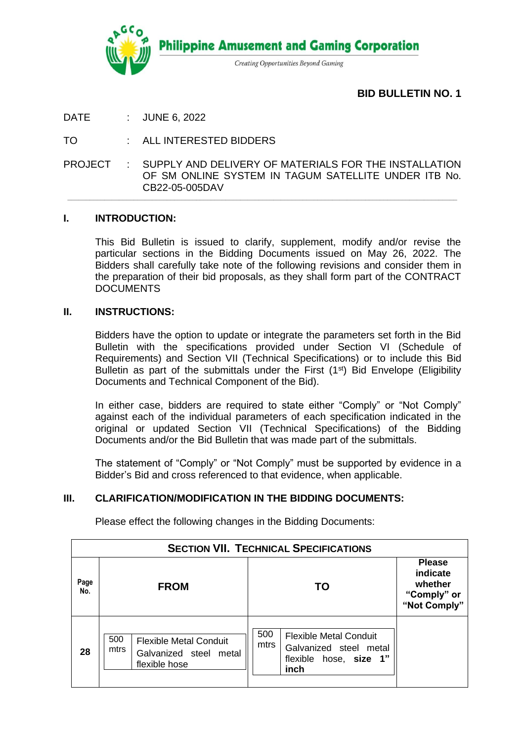Philippine Amusement and Gaming Corporation

*Creating Opportunities Beyond Gaming*

**BID BULLETIN NO. 1**

DATE : JUNE 6, 2022

TO : ALL INTERESTED BIDDERS

PROJECT : SUPPLY AND DELIVERY OF MATERIALS FOR THE INSTALLATION OF SM ONLINE SYSTEM IN TAGUM SATELLITE UNDER ITB No. CB22-05-005DAV

## I. INTRODUCTION:

This Bid Bulletin is issued to clarify, supplement, modify and/or revise the particular sections in the Bidding Documents issued on May 26, 2022. The Bidders shall carefully take note of the following revisions and consider them in the preparation of their bid proposals, as they shall form part of the CONTRACT DOCUMENTS

## II. INSTRUCTIONS:

Bidders have the option to update or integrate the parameters set forth in the Bid Bulletin with the specifications provided under Section VI (Schedule of Requirements) and Section VII (Technical Specifications) or to include this Bid Bulletin as part of the submittals under the First (1st) Bid Envelope (Eligibility Documents and Technical Component of the Bid).

In either case, bidders are required to state either "Comply" or "Not Comply" against each of the individual parameters of each specification indicated in the original or updated Section VII (Technical Specifications) of the Bidding Documents and/or the Bid Bulletin that was made part of the submittals.

The statement of "Comply" or "Not Comply" must be supported by evidence in a Bidder's Bid and cross referenced to that evidence, when applicable.

## III. CLARIFICATION/MODIFICATION IN THE BIDDING DOCUMENTS:

Please effect the following changes in the Bidding Documents:

| **SECTION VII. TECHNICAL SPECIFICATIONS** | | | |
|---|---|---|---|
| **Page No.** | **FROM** | **TO** | **Please indicate whether "Comply" or "Not Comply"** |
| **28** | 500 mtrs — Flexible Metal Conduit Galvanized steel metal flexible hose | 500 mtrs — Flexible Metal Conduit Galvanized steel metal flexible hose, **size 1" inch** | |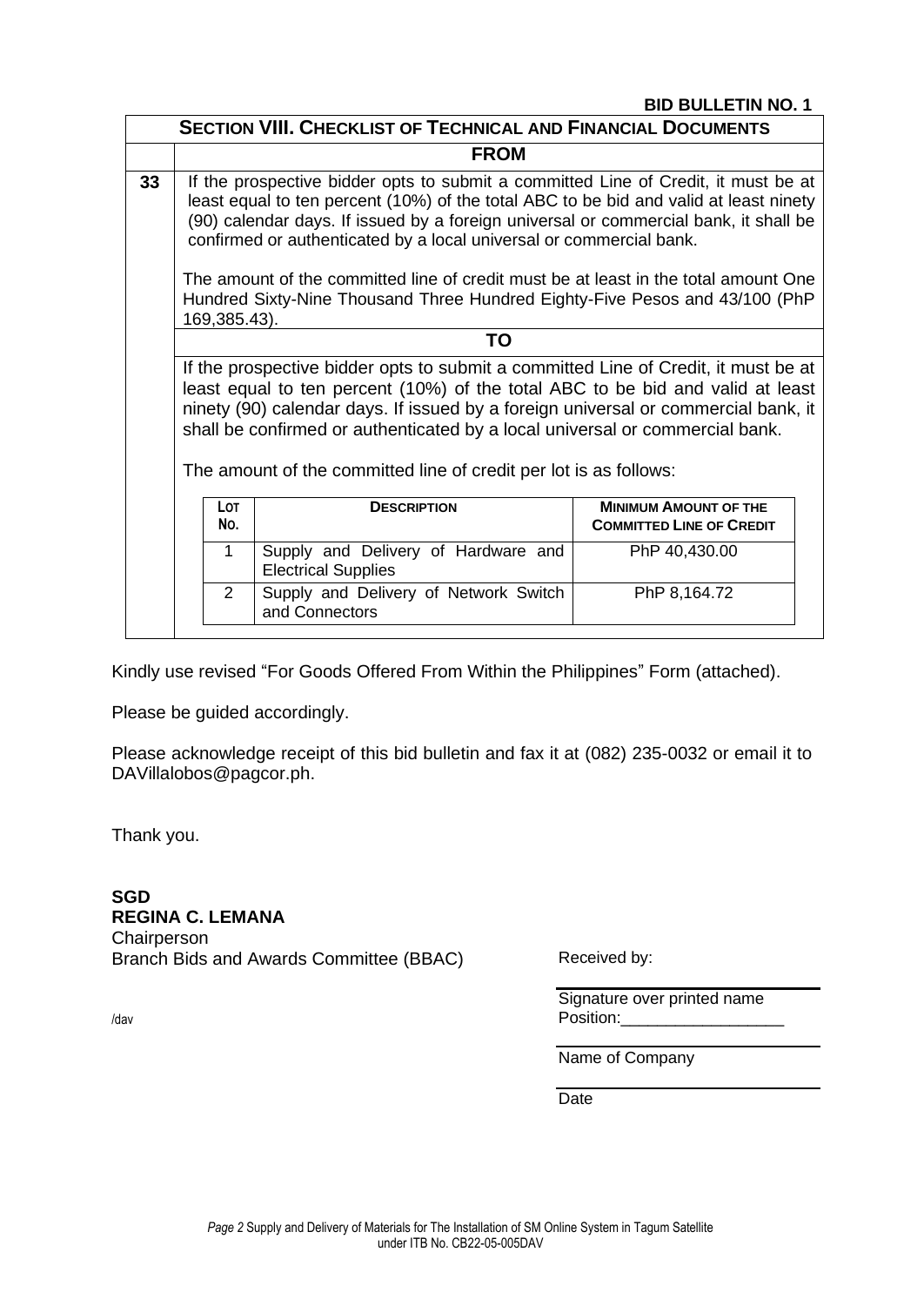**BID BULLETIN NO. 1**

| | **SECTION VIII. CHECKLIST OF TECHNICAL AND FINANCIAL DOCUMENTS** |
|---|---|
| | **FROM** |
| **33** | If the prospective bidder opts to submit a committed Line of Credit, it must be at least equal to ten percent (10%) of the total ABC to be bid and valid at least ninety (90) calendar days. If issued by a foreign universal or commercial bank, it shall be confirmed or authenticated by a local universal or commercial bank.<br><br>The amount of the committed line of credit must be at least in the total amount One Hundred Sixty-Nine Thousand Three Hundred Eighty-Five Pesos and 43/100 (PhP 169,385.43). |
| | **TO** |
| | If the prospective bidder opts to submit a committed Line of Credit, it must be at least equal to ten percent (10%) of the total ABC to be bid and valid at least ninety (90) calendar days. If issued by a foreign universal or commercial bank, it shall be confirmed or authenticated by a local universal or commercial bank.<br><br>The amount of the committed line of credit per lot is as follows: |

| LOT NO. | DESCRIPTION | MINIMUM AMOUNT OF THE COMMITTED LINE OF CREDIT |
|---|---|---|
| 1 | Supply and Delivery of Hardware and Electrical Supplies | PhP 40,430.00 |
| 2 | Supply and Delivery of Network Switch and Connectors | PhP 8,164.72 |

Kindly use revised "For Goods Offered From Within the Philippines" Form (attached).

Please be guided accordingly.

Please acknowledge receipt of this bid bulletin and fax it at (082) 235-0032 or email it to DAVillalobos@pagcor.ph.

Thank you.

**SGD**
**REGINA C. LEMANA**
Chairperson
Branch Bids and Awards Committee (BBAC)

/dav

Received by:

______________________________
Signature over printed name
Position:__________________

______________________________
Name of Company

______________________________
Date

*Page 2* Supply and Delivery of Materials for The Installation of SM Online System in Tagum Satellite under ITB No. CB22-05-005DAV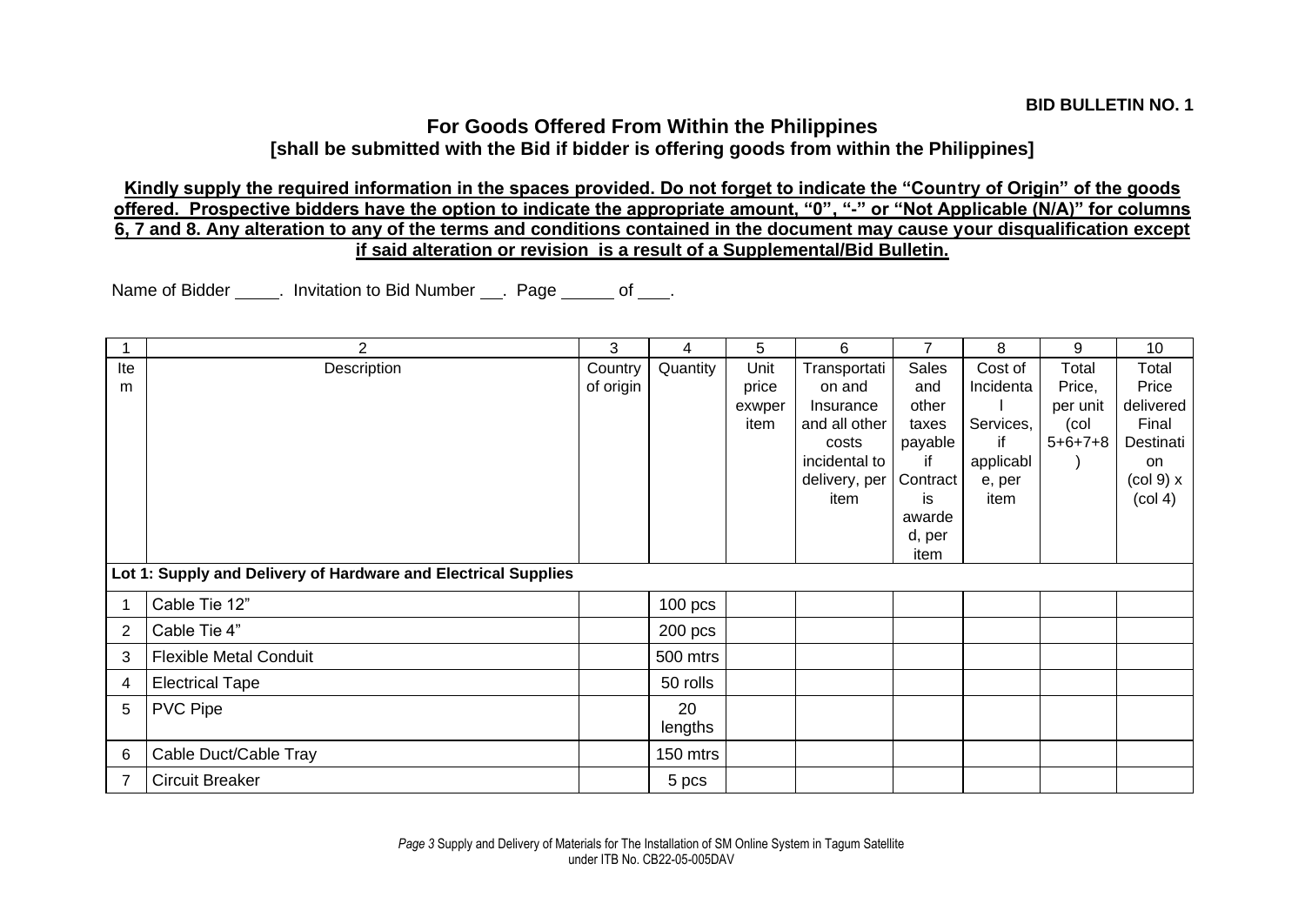**BID BULLETIN NO. 1**

## For Goods Offered From Within the Philippines

**[shall be submitted with the Bid if bidder is offering goods from within the Philippines]**

**Kindly supply the required information in the spaces provided. Do not forget to indicate the "Country of Origin" of the goods offered. Prospective bidders have the option to indicate the appropriate amount, "0", "-" or "Not Applicable (N/A)" for columns 6, 7 and 8. Any alteration to any of the terms and conditions contained in the document may cause your disqualification except if said alteration or revision is a result of a Supplemental/Bid Bulletin.**

Name of Bidder \_\_\_\_\_. Invitation to Bid Number \_\_\_. Page \_\_\_\_\_\_ of \_\_\_\_.

| 1 | 2 | 3 | 4 | 5 | 6 | 7 | 8 | 9 | 10 |
|---|---|---|---|---|---|---|---|---|---|
| Item | Description | Country of origin | Quantity | Unit price exwper item | Transportation and Insurance and all other costs incidental to delivery, per item | Sales and other taxes payable if Contract is awarded, per item | Cost of Incidental Services, if applicable, per item | Total Price, per unit (col 5+6+7+8) | Total Price delivered Final Destination (col 9) x (col 4) |
| **Lot 1: Supply and Delivery of Hardware and Electrical Supplies** | | | | | | | | | |
| 1 | Cable Tie 12" | | 100 pcs | | | | | | |
| 2 | Cable Tie 4" | | 200 pcs | | | | | | |
| 3 | Flexible Metal Conduit | | 500 mtrs | | | | | | |
| 4 | Electrical Tape | | 50 rolls | | | | | | |
| 5 | PVC Pipe | | 20 lengths | | | | | | |
| 6 | Cable Duct/Cable Tray | | 150 mtrs | | | | | | |
| 7 | Circuit Breaker | | 5 pcs | | | | | | |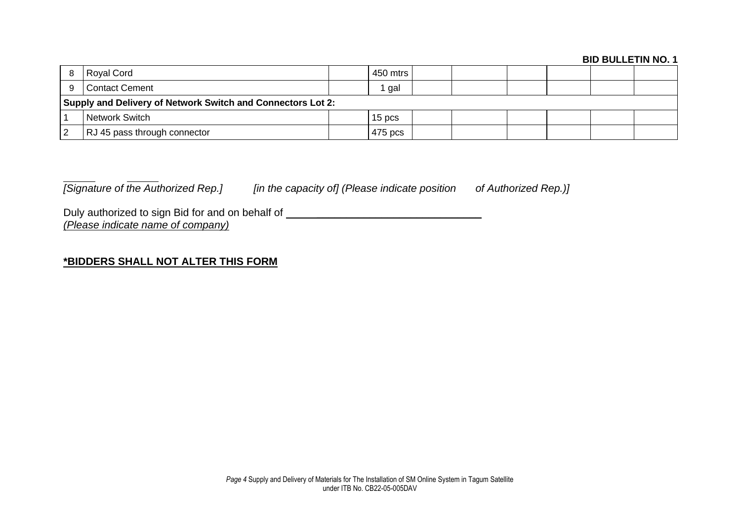**BID BULLETIN NO. 1**

| | | | | | | | | | | |
|---|---|---|---|---|---|---|---|---|---|---|
| 8 | Royal Cord | | 450 mtrs | | | | | | | |
| 9 | Contact Cement | | 1 gal | | | | | | | |
| **Supply and Delivery of Network Switch and Connectors Lot 2:** | | | | | | | | | | |
| 1 | Network Switch | | 15 pcs | | | | | | | |
| 2 | RJ 45 pass through connector | | 475 pcs | | | | | | | |

*[Signature of the Authorized Rep.]* *[in the capacity of] (Please indicate position of Authorized Rep.)]*

Duly authorized to sign Bid for and on behalf of \_\_\_\_\_\_\_\_\_\_\_\_\_\_\_\_\_\_\_\_\_\_\_\_\_\_\_\_\_\_\_\_
*(Please indicate name of company)*

**\*BIDDERS SHALL NOT ALTER THIS FORM**

*Page 4* Supply and Delivery of Materials for The Installation of SM Online System in Tagum Satellite under ITB No. CB22-05-005DAV